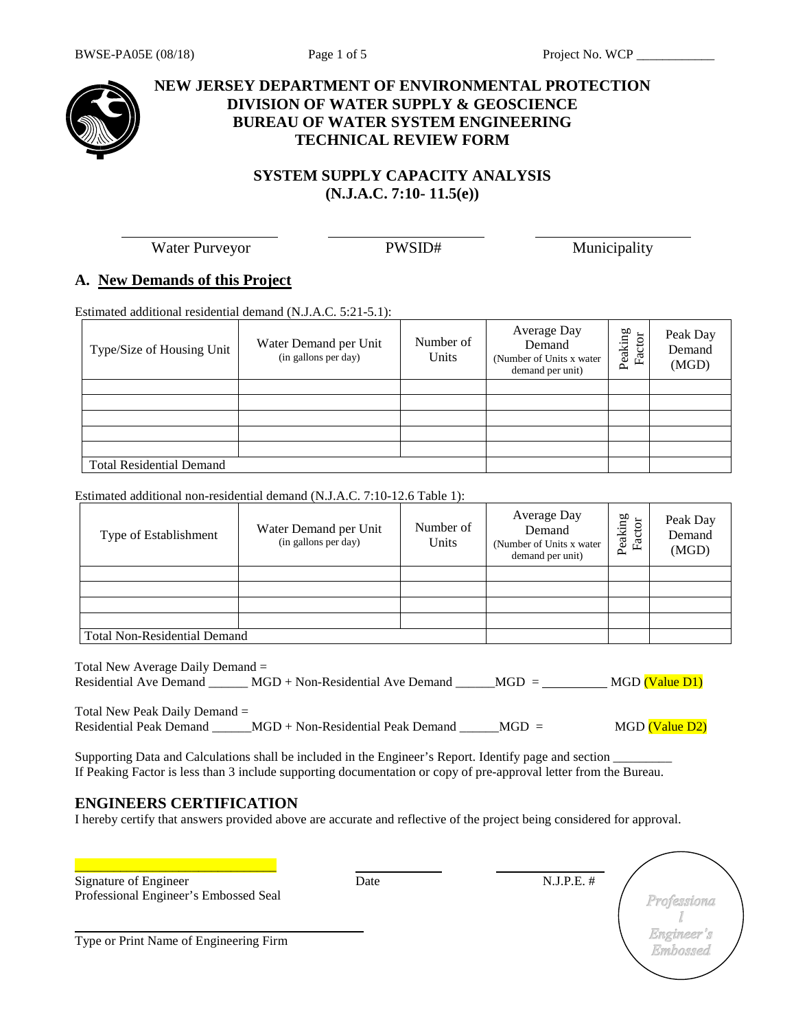BWSE-PA05E (08/18)  Project No. WCP ____________

# NEW JERSEY DEPARTMENT OF ENVIRONMENTAL PROTECTION
## DIVISION OF WATER SUPPLY & GEOSCIENCE
## BUREAU OF WATER SYSTEM ENGINEERING
## TECHNICAL REVIEW FORM

## SYSTEM SUPPLY CAPACITY ANALYSIS (N.J.A.C. 7:10- 11.5(e))

____________________ Water Purveyor  ____________________ PWSID#  ____________________ Municipality

## A. New Demands of this Project

Estimated additional residential demand (N.J.A.C. 5:21-5.1):

| Type/Size of Housing Unit | Water Demand per Unit (in gallons per day) | Number of Units | Average Day Demand (Number of Units x water demand per unit) | Peaking Factor | Peak Day Demand (MGD) |
|---|---|---|---|---|---|
| | | | | | |
| | | | | | |
| | | | | | |
| | | | | | |
| | | | | | |
| Total Residential Demand | | | | | |

Estimated additional non-residential demand (N.J.A.C. 7:10-12.6 Table 1):

| Type of Establishment | Water Demand per Unit (in gallons per day) | Number of Units | Average Day Demand (Number of Units x water demand per unit) | Peaking Factor | Peak Day Demand (MGD) |
|---|---|---|---|---|---|
| | | | | | |
| | | | | | |
| | | | | | |
| | | | | | |
| Total Non-Residential Demand | | | | | |

Total New Average Daily Demand =
Residential Ave Demand ______ MGD + Non-Residential Ave Demand ______MGD = __________ MGD (Value D1)

Total New Peak Daily Demand =
Residential Peak Demand ______MGD + Non-Residential Peak Demand ______MGD = MGD (Value D2)

Supporting Data and Calculations shall be included in the Engineer's Report. Identify page and section _________
If Peaking Factor is less than 3 include supporting documentation or copy of pre-approval letter from the Bureau.

## ENGINEERS CERTIFICATION

I hereby certify that answers provided above are accurate and reflective of the project being considered for approval.

______________________________ Signature of Engineer  ____________ Date  ____________ N.J.P.E. #

Professional Engineer's Embossed Seal

______________________________ Type or Print Name of Engineering Firm

Professional Engineer's Embossed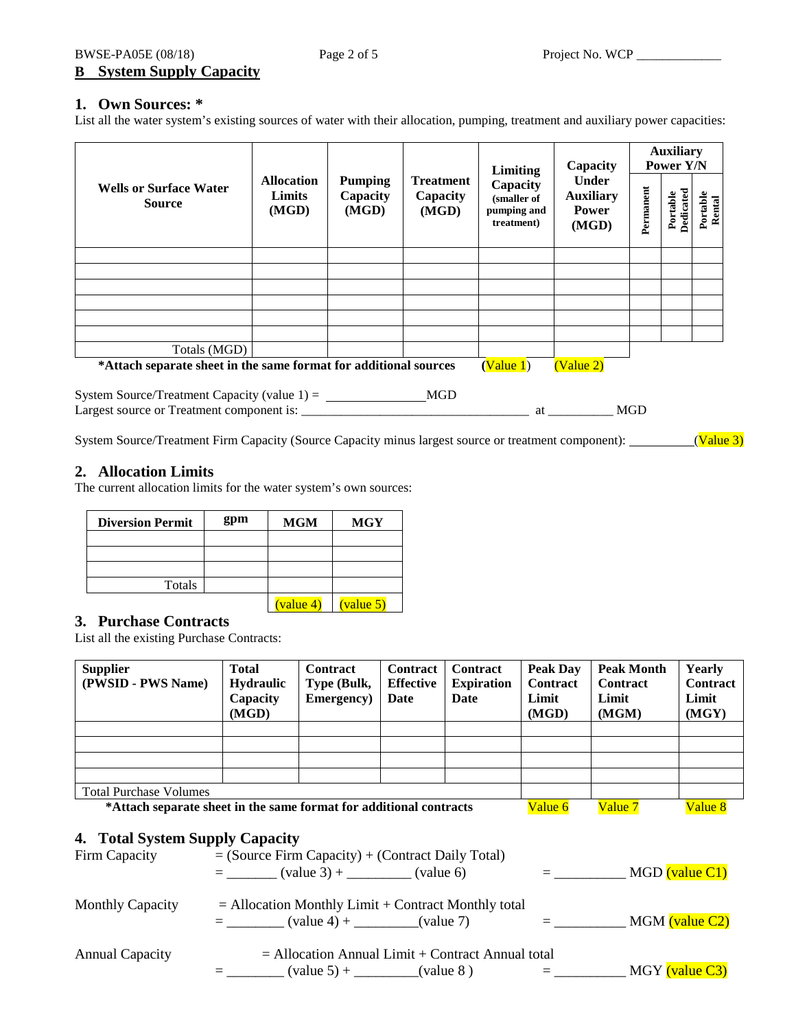## B System Supply Capacity

### 1. Own Sources: *

List all the water system's existing sources of water with their allocation, pumping, treatment and auxiliary power capacities:

| Wells or Surface Water Source | Allocation Limits (MGD) | Pumping Capacity (MGD) | Treatment Capacity (MGD) | Limiting Capacity (smaller of pumping and treatment) | Capacity Under Auxiliary Power (MGD) | Auxiliary Power Y/N | | |
|---|---|---|---|---|---|---|---|---|
| | | | | | | Permanent | Portable Dedicated | Portable Rental |
| | | | | | | | | |
| | | | | | | | | |
| | | | | | | | | |
| | | | | | | | | |
| | | | | | | | | |
| | | | | | | | | |
| Totals (MGD) | | | | | | | | |
| | | | | (Value 1) | (Value 2) | | | |

**\*Attach separate sheet in the same format for additional sources**

System Source/Treatment Capacity (value 1) = _______________MGD

Largest source or Treatment component is: ____________________________________ at __________ MGD

System Source/Treatment Firm Capacity (Source Capacity minus largest source or treatment component): __________(Value 3)

### 2. Allocation Limits

The current allocation limits for the water system's own sources:

| Diversion Permit | gpm | MGM | MGY |
|---|---|---|---|
| | | | |
| | | | |
| | | | |
| Totals | | | |
| | | (value 4) | (value 5) |

### 3. Purchase Contracts

List all the existing Purchase Contracts:

| Supplier (PWSID - PWS Name) | Total Hydraulic Capacity (MGD) | Contract Type (Bulk, Emergency) | Contract Effective Date | Contract Expiration Date | Peak Day Contract Limit (MGD) | Peak Month Contract Limit (MGM) | Yearly Contract Limit (MGY) |
|---|---|---|---|---|---|---|---|
| | | | | | | | |
| | | | | | | | |
| | | | | | | | |
| | | | | | | | |
| Total Purchase Volumes | | | | | | | |
| | | | | | Value 6 | Value 7 | Value 8 |

**\*Attach separate sheet in the same format for additional contracts**

### 4. Total System Supply Capacity

Firm Capacity = (Source Firm Capacity) + (Contract Daily Total)
= _______ (value 3) + _________ (value 6) = __________ MGD (value C1)

Monthly Capacity = Allocation Monthly Limit + Contract Monthly total
= ________ (value 4) + _________(value 7) = __________ MGM (value C2)

Annual Capacity = Allocation Annual Limit + Contract Annual total
= ________ (value 5) + _________(value 8 ) = __________ MGY (value C3)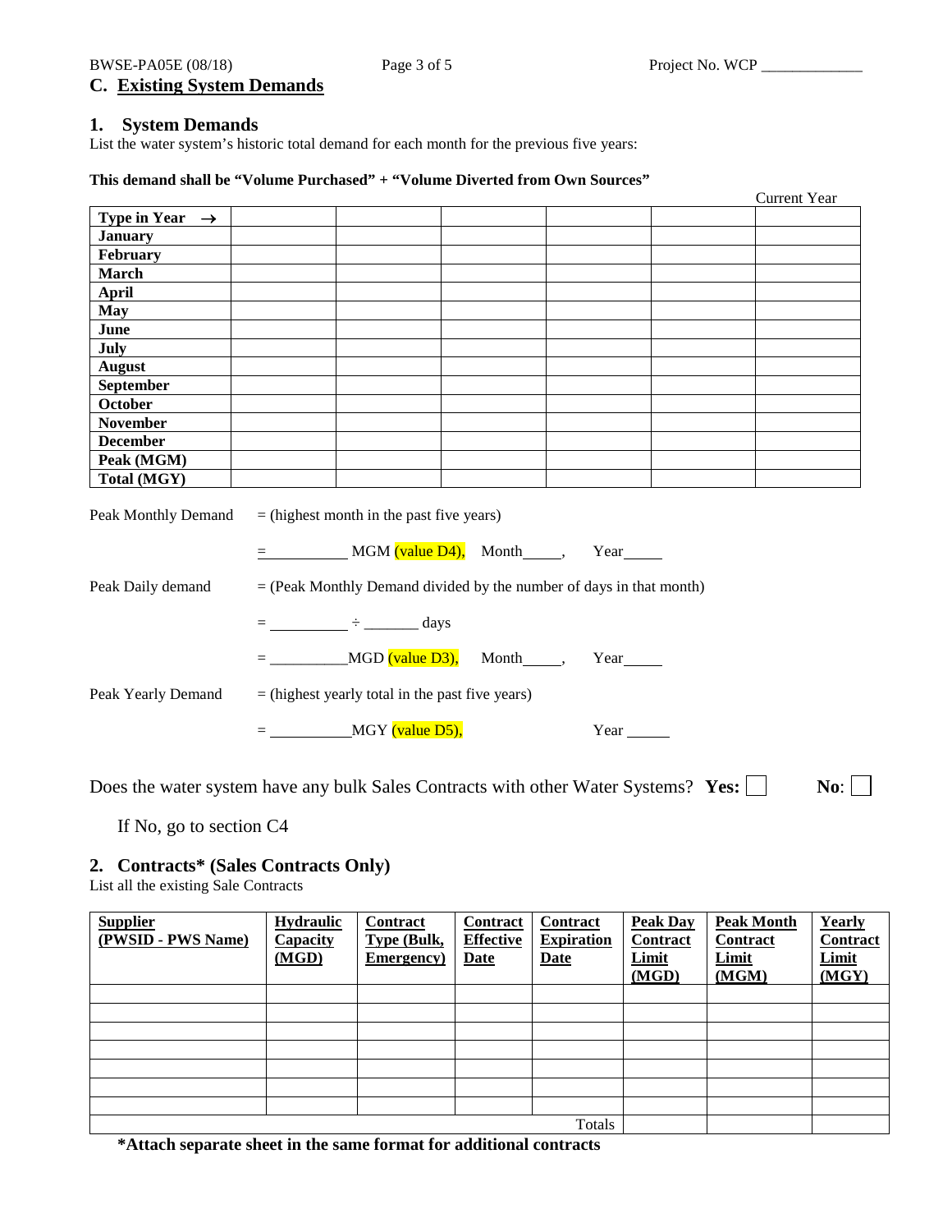## C. Existing System Demands

### 1. System Demands

List the water system's historic total demand for each month for the previous five years:

**This demand shall be "Volume Purchased" + "Volume Diverted from Own Sources"**

| **Type in Year →** | | | | | | Current Year |
|---|---|---|---|---|---|---|
| **January** | | | | | | |
| **February** | | | | | | |
| **March** | | | | | | |
| **April** | | | | | | |
| **May** | | | | | | |
| **June** | | | | | | |
| **July** | | | | | | |
| **August** | | | | | | |
| **September** | | | | | | |
| **October** | | | | | | |
| **November** | | | | | | |
| **December** | | | | | | |
| **Peak (MGM)** | | | | | | |
| **Total (MGY)** | | | | | | |

Peak Monthly Demand = (highest month in the past five years)

= __________ MGM (value D4), Month_____, Year_____

Peak Daily demand = (Peak Monthly Demand divided by the number of days in that month)

= __________ ÷ _______ days

= __________MGD (value D3), Month_____, Year_____

Peak Yearly Demand = (highest yearly total in the past five years)

= __________MGY (value D5), Year ______

Does the water system have any bulk Sales Contracts with other Water Systems? **Yes:** ☐ **No**: ☐

If No, go to section C4

### 2. Contracts* (Sales Contracts Only)

List all the existing Sale Contracts

| **Supplier (PWSID - PWS Name)** | **Hydraulic Capacity (MGD)** | **Contract Type (Bulk, Emergency)** | **Contract Effective Date** | **Contract Expiration Date** | **Peak Day Contract Limit (MGD)** | **Peak Month Contract Limit (MGM)** | **Yearly Contract Limit (MGY)** |
|---|---|---|---|---|---|---|---|
| | | | | | | | |
| | | | | | | | |
| | | | | | | | |
| | | | | | | | |
| | | | | | | | |
| | | | | | | | |
| | | | | | | | |
| | | | | Totals | | | |

**\*Attach separate sheet in the same format for additional contracts**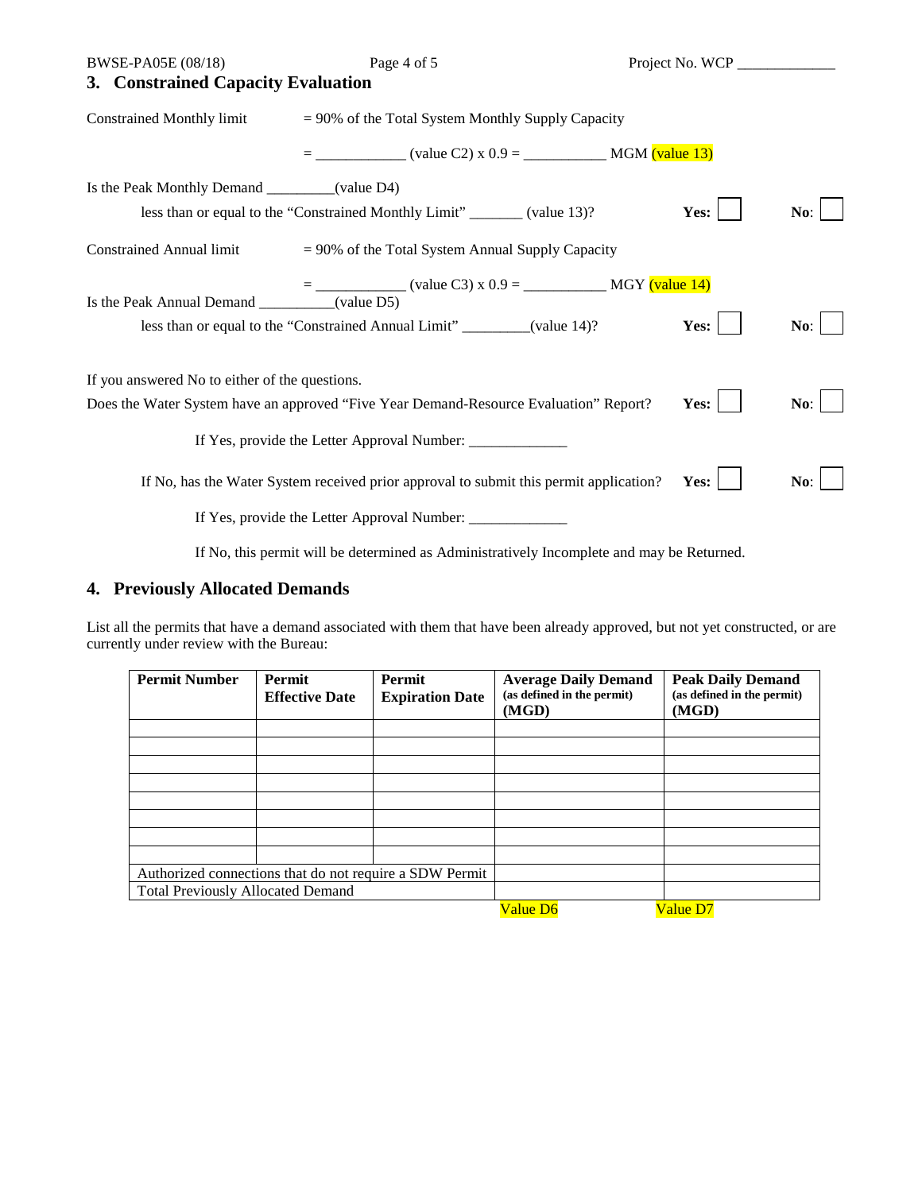## 3. Constrained Capacity Evaluation

Constrained Monthly limit = 90% of the Total System Monthly Supply Capacity

= ____________ (value C2) x 0.9 = ___________ MGM (value 13)

Is the Peak Monthly Demand _________(value D4)

less than or equal to the "Constrained Monthly Limit" _______ (value 13)? **Yes:** ☐ **No**: ☐

Constrained Annual limit = 90% of the Total System Annual Supply Capacity

= ____________ (value C3) x 0.9 = ___________ MGY (value 14)

Is the Peak Annual Demand __________(value D5)

less than or equal to the "Constrained Annual Limit" _________(value 14)? **Yes:** ☐ **No**: ☐

If you answered No to either of the questions.

Does the Water System have an approved "Five Year Demand-Resource Evaluation" Report? **Yes:** ☐ **No**: ☐

If Yes, provide the Letter Approval Number: _____________

If No, has the Water System received prior approval to submit this permit application? **Yes:** ☐ **No**: ☐

If Yes, provide the Letter Approval Number: _____________

If No, this permit will be determined as Administratively Incomplete and may be Returned.

## 4. Previously Allocated Demands

List all the permits that have a demand associated with them that have been already approved, but not yet constructed, or are currently under review with the Bureau:

| **Permit Number** | **Permit Effective Date** | **Permit Expiration Date** | **Average Daily Demand** (as defined in the permit) **(MGD)** | **Peak Daily Demand** (as defined in the permit) **(MGD)** |
|---|---|---|---|---|
| | | | | |
| | | | | |
| | | | | |
| | | | | |
| | | | | |
| | | | | |
| | | | | |
| | | | | |
| Authorized connections that do not require a SDW Permit | | | | |
| Total Previously Allocated Demand | | | | |
| | | | Value D6 | Value D7 |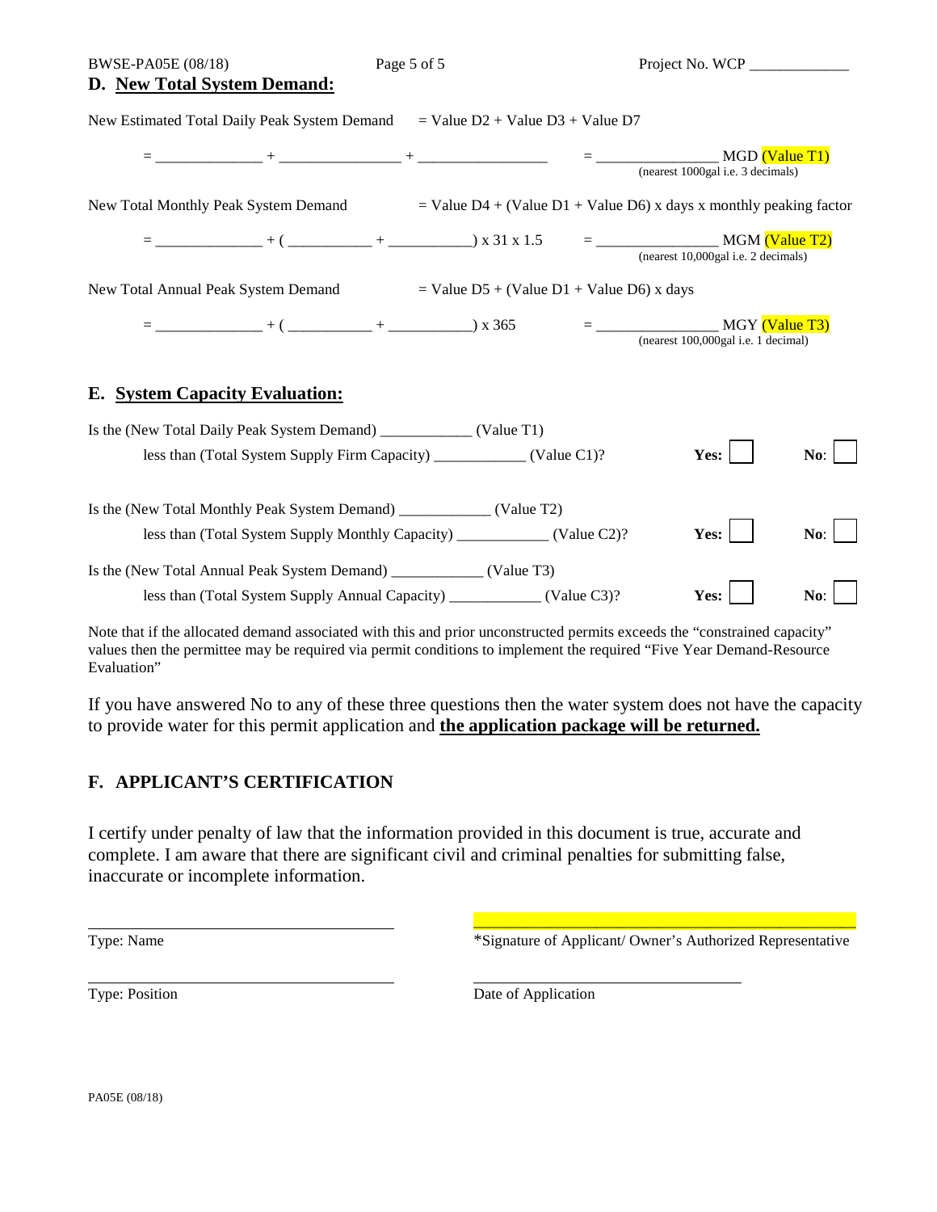## D. New Total System Demand:

New Estimated Total Daily Peak System Demand = Value D2 + Value D3 + Value D7

= _____________ + _______________ + ________________ = _______________ MGD (Value T1)
(nearest 1000gal i.e. 3 decimals)

New Total Monthly Peak System Demand = Value D4 + (Value D1 + Value D6) x days x monthly peaking factor

= _____________ + ( __________ + __________) x 31 x 1.5 = _______________ MGM (Value T2)
(nearest 10,000gal i.e. 2 decimals)

New Total Annual Peak System Demand = Value D5 + (Value D1 + Value D6) x days

= _____________ + ( __________ + __________) x 365 = _______________ MGY (Value T3)
(nearest 100,000gal i.e. 1 decimal)

## E. System Capacity Evaluation:

Is the (New Total Daily Peak System Demand) ___________ (Value T1)
less than (Total System Supply Firm Capacity) ___________ (Value C1)? **Yes:** ☐ **No:** ☐

Is the (New Total Monthly Peak System Demand) ___________ (Value T2)
less than (Total System Supply Monthly Capacity) ___________ (Value C2)? **Yes:** ☐ **No:** ☐

Is the (New Total Annual Peak System Demand) ___________ (Value T3)
less than (Total System Supply Annual Capacity) ___________ (Value C3)? **Yes:** ☐ **No:** ☐

Note that if the allocated demand associated with this and prior unconstructed permits exceeds the "constrained capacity" values then the permittee may be required via permit conditions to implement the required "Five Year Demand-Resource Evaluation"

If you have answered No to any of these three questions then the water system does not have the capacity to provide water for this permit application and **the application package will be returned.**

## F. APPLICANT'S CERTIFICATION

I certify under penalty of law that the information provided in this document is true, accurate and complete. I am aware that there are significant civil and criminal penalties for submitting false, inaccurate or incomplete information.

_______________________________ Type: Name

_______________________________ *Signature of Applicant/ Owner's Authorized Representative

_______________________________ Type: Position

_______________________________ Date of Application